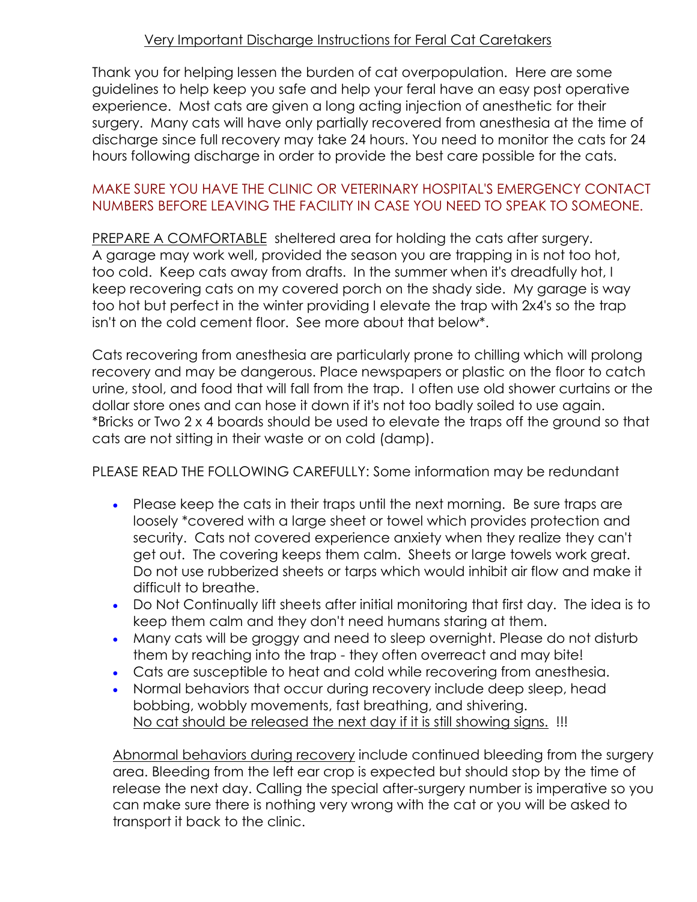# Very Important Discharge Instructions for Feral Cat Caretakers

Thank you for helping lessen the burden of cat overpopulation. Here are some guidelines to help keep you safe and help your feral have an easy post operative experience. Most cats are given a long acting injection of anesthetic for their surgery. Many cats will have only partially recovered from anesthesia at the time of discharge since full recovery may take 24 hours. You need to monitor the cats for 24 hours following discharge in order to provide the best care possible for the cats.

MAKE SURE YOU HAVE THE CLINIC OR VETERINARY HOSPITAL'S EMERGENCY CONTACT NUMBERS BEFORE LEAVING THE FACILITY IN CASE YOU NEED TO SPEAK TO SOMEONE.

PREPARE A COMFORTABLE sheltered area for holding the cats after surgery. A garage may work well, provided the season you are trapping in is not too hot, too cold. Keep cats away from drafts. In the summer when it's dreadfully hot, I keep recovering cats on my covered porch on the shady side. My garage is way too hot but perfect in the winter providing I elevate the trap with 2x4's so the trap isn't on the cold cement floor. See more about that below*.

Cats recovering from anesthesia are particularly prone to chilling which will prolong recovery and may be dangerous. Place newspapers or plastic on the floor to catch urine, stool, and food that will fall from the trap. I often use old shower curtains or the dollar store ones and can hose it down if it's not too badly soiled to use again. *Bricks or Two 2 x 4 boards should be used to elevate the traps off the ground so that cats are not sitting in their waste or on cold (damp).

PLEASE READ THE FOLLOWING CAREFULLY: Some information may be redundant

- Please keep the cats in their traps until the next morning. Be sure traps are loosely *covered with a large sheet or towel which provides protection and security. Cats not covered experience anxiety when they realize they can't get out. The covering keeps them calm. Sheets or large towels work great. Do not use rubberized sheets or tarps which would inhibit air flow and make it difficult to breathe.
- Do Not Continually lift sheets after initial monitoring that first day. The idea is to keep them calm and they don't need humans staring at them.
- Many cats will be groggy and need to sleep overnight. Please do not disturb them by reaching into the trap - they often overreact and may bite!
- Cats are susceptible to heat and cold while recovering from anesthesia.
- Normal behaviors that occur during recovery include deep sleep, head bobbing, wobbly movements, fast breathing, and shivering. No cat should be released the next day if it is still showing signs. !!!

Abnormal behaviors during recovery include continued bleeding from the surgery area. Bleeding from the left ear crop is expected but should stop by the time of release the next day. Calling the special after-surgery number is imperative so you can make sure there is nothing very wrong with the cat or you will be asked to transport it back to the clinic.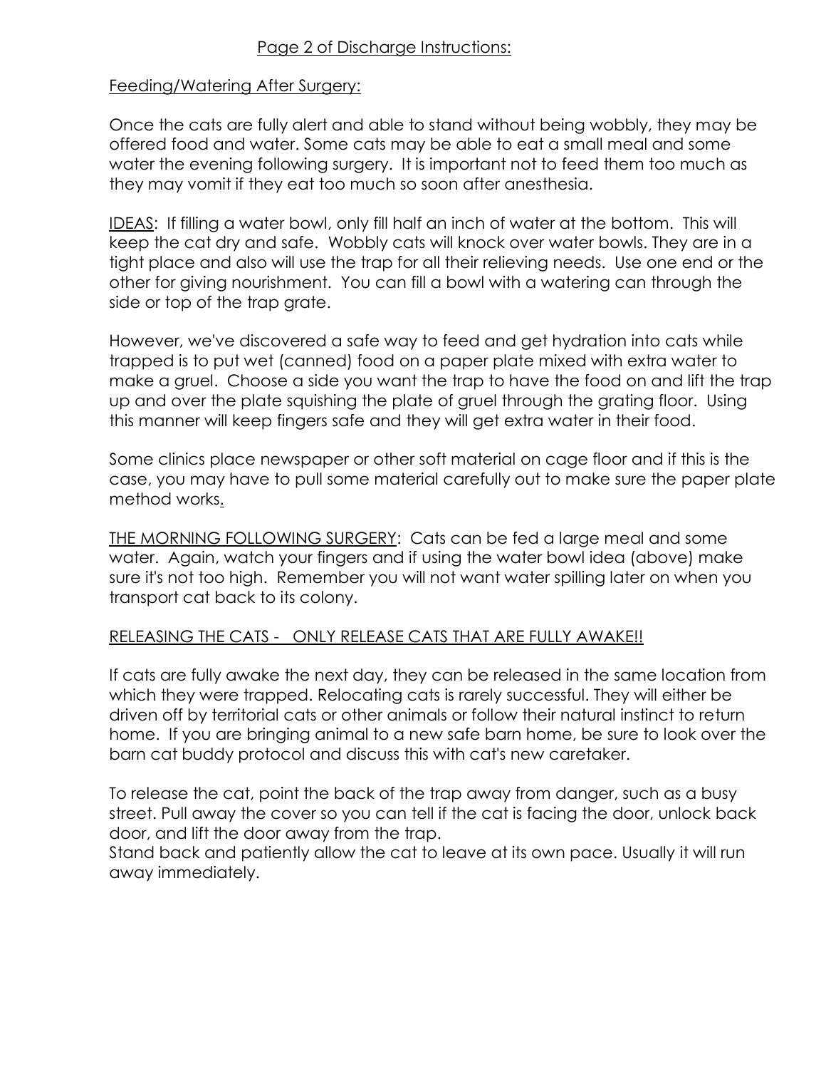## Page 2 of Discharge Instructions:

### Feeding/Watering After Surgery:

Once the cats are fully alert and able to stand without being wobbly, they may be offered food and water. Some cats may be able to eat a small meal and some water the evening following surgery. It is important not to feed them too much as they may vomit if they eat too much so soon after anesthesia.

IDEAS: If filling a water bowl, only fill half an inch of water at the bottom. This will keep the cat dry and safe. Wobbly cats will knock over water bowls. They are in a tight place and also will use the trap for all their relieving needs. Use one end or the other for giving nourishment. You can fill a bowl with a watering can through the side or top of the trap grate.

However, we've discovered a safe way to feed and get hydration into cats while trapped is to put wet (canned) food on a paper plate mixed with extra water to make a gruel. Choose a side you want the trap to have the food on and lift the trap up and over the plate squishing the plate of gruel through the grating floor. Using this manner will keep fingers safe and they will get extra water in their food.

Some clinics place newspaper or other soft material on cage floor and if this is the case, you may have to pull some material carefully out to make sure the paper plate method works.

THE MORNING FOLLOWING SURGERY: Cats can be fed a large meal and some water. Again, watch your fingers and if using the water bowl idea (above) make sure it's not too high. Remember you will not want water spilling later on when you transport cat back to its colony.

### RELEASING THE CATS - ONLY RELEASE CATS THAT ARE FULLY AWAKE!!

If cats are fully awake the next day, they can be released in the same location from which they were trapped. Relocating cats is rarely successful. They will either be driven off by territorial cats or other animals or follow their natural instinct to return home. If you are bringing animal to a new safe barn home, be sure to look over the barn cat buddy protocol and discuss this with cat's new caretaker.

To release the cat, point the back of the trap away from danger, such as a busy street. Pull away the cover so you can tell if the cat is facing the door, unlock back door, and lift the door away from the trap.
Stand back and patiently allow the cat to leave at its own pace. Usually it will run away immediately.